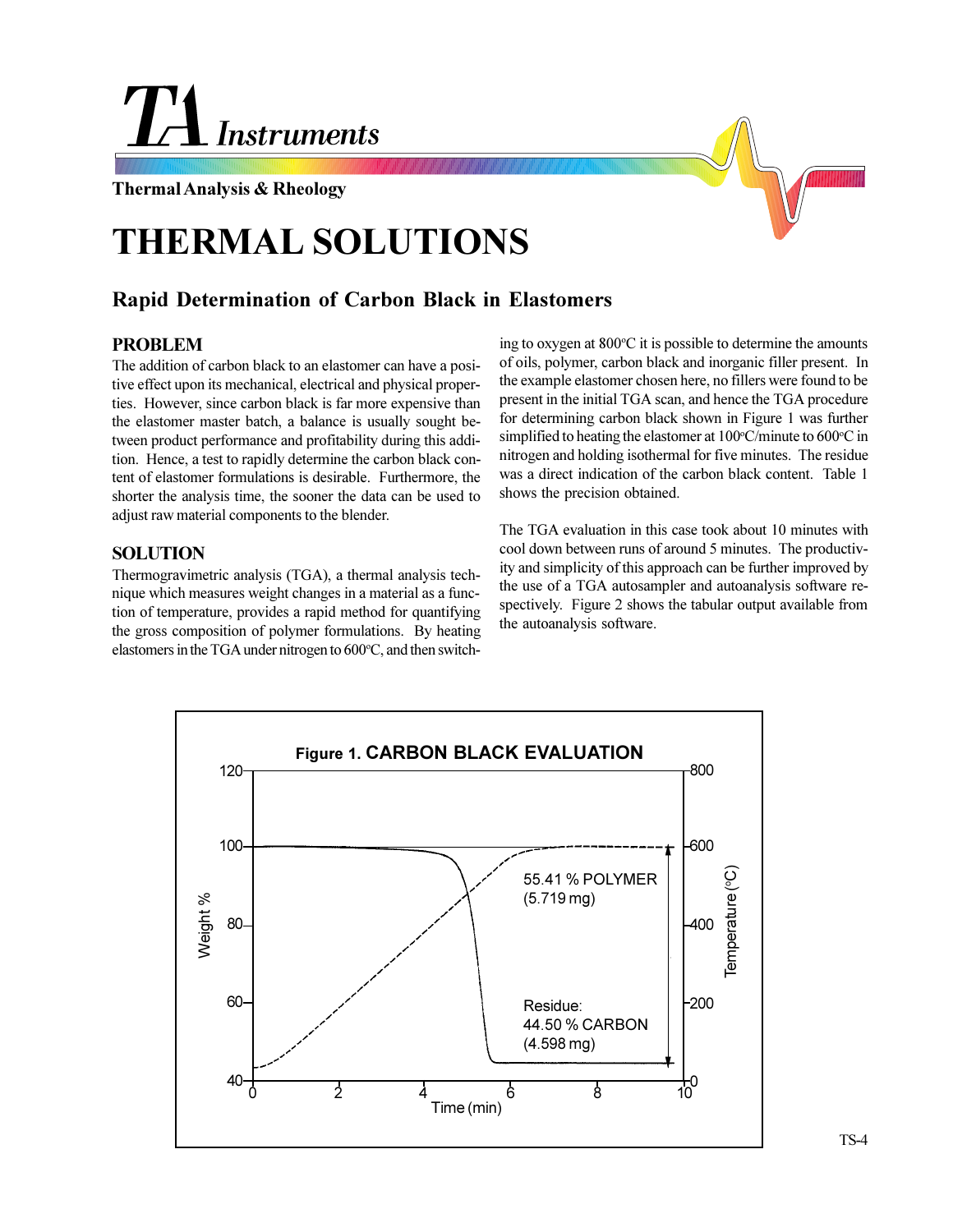TA Instruments

Thermal Analysis & Rheology

# THERMAL SOLUTIONS

## Rapid Determination of Carbon Black in Elastomers

### PROBLEM

The addition of carbon black to an elastomer can have a positive effect upon its mechanical, electrical and physical properties. However, since carbon black is far more expensive than the elastomer master batch, a balance is usually sought between product performance and profitability during this addition. Hence, a test to rapidly determine the carbon black content of elastomer formulations is desirable. Furthermore, the shorter the analysis time, the sooner the data can be used to adjust raw material components to the blender.

### SOLUTION

Thermogravimetric analysis (TGA), a thermal analysis technique which measures weight changes in a material as a function of temperature, provides a rapid method for quantifying the gross composition of polymer formulations. By heating elastomers in the TGA under nitrogen to 600°C, and then switching to oxygen at 800°C it is possible to determine the amounts of oils, polymer, carbon black and inorganic filler present. In the example elastomer chosen here, no fillers were found to be present in the initial TGA scan, and hence the TGA procedure for determining carbon black shown in Figure 1 was further simplified to heating the elastomer at 100°C/minute to 600°C in nitrogen and holding isothermal for five minutes. The residue was a direct indication of the carbon black content. Table 1 shows the precision obtained.

The TGA evaluation in this case took about 10 minutes with cool down between runs of around 5 minutes. The productivity and simplicity of this approach can be further improved by the use of a TGA autosampler and autoanalysis software respectively. Figure 2 shows the tabular output available from the autoanalysis software.

**Figure 1.** CARBON BLACK EVALUATION

55.41 % POLYMER (5.719 mg)

Residue: 44.50 % CARBON (4.598 mg)

Weight % / Temperature (°C) / Time (min)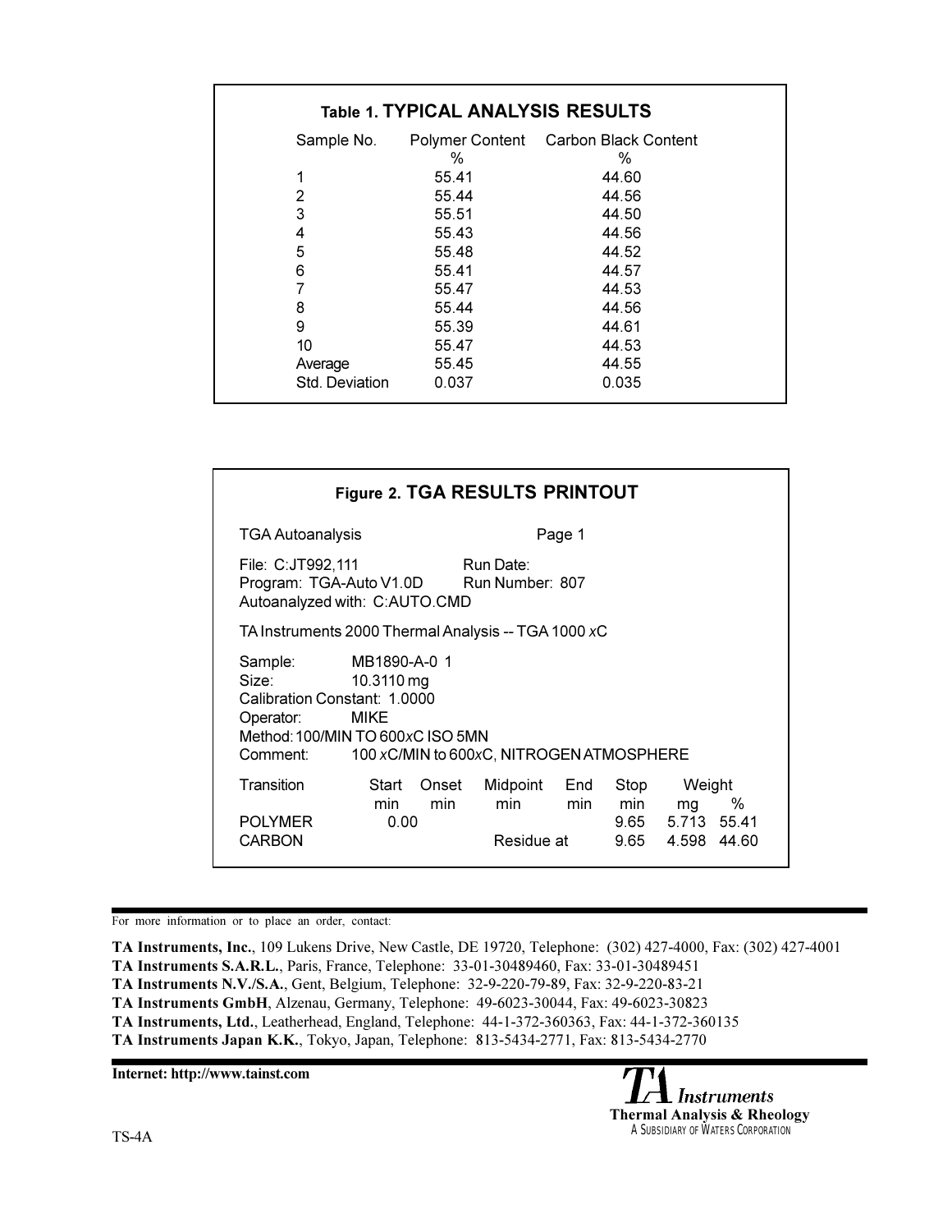**Table 1. TYPICAL ANALYSIS RESULTS**

| Sample No. | Polymer Content % | Carbon Black Content % |
|---|---|---|
| 1 | 55.41 | 44.60 |
| 2 | 55.44 | 44.56 |
| 3 | 55.51 | 44.50 |
| 4 | 55.43 | 44.56 |
| 5 | 55.48 | 44.52 |
| 6 | 55.41 | 44.57 |
| 7 | 55.47 | 44.53 |
| 8 | 55.44 | 44.56 |
| 9 | 55.39 | 44.61 |
| 10 | 55.47 | 44.53 |
| Average | 55.45 | 44.55 |
| Std. Deviation | 0.037 | 0.035 |

**Figure 2. TGA RESULTS PRINTOUT**

TGA Autoanalysis Page 1

File: C:JT992,111 Run Date:
Program: TGA-Auto V1.0D Run Number: 807
Autoanalyzed with: C:AUTO.CMD

TA Instruments 2000 Thermal Analysis -- TGA 1000 *x*C

Sample: MB1890-A-0 1
Size: 10.3110 mg
Calibration Constant: 1.0000
Operator: MIKE
Method: 100/MIN TO 600*x*C ISO 5MN
Comment: 100 *x*C/MIN to 600*x*C, NITROGEN ATMOSPHERE

| Transition | Start min | Onset min | Midpoint min | End min | Stop min | Weight mg | Weight % |
|---|---|---|---|---|---|---|---|
| POLYMER | 0.00 | | | | 9.65 | 5.713 | 55.41 |
| CARBON | | | Residue at | | 9.65 | 4.598 | 44.60 |

For more information or to place an order, contact:

**TA Instruments, Inc.**, 109 Lukens Drive, New Castle, DE 19720, Telephone: (302) 427-4000, Fax: (302) 427-4001
**TA Instruments S.A.R.L.**, Paris, France, Telephone: 33-01-30489460, Fax: 33-01-30489451
**TA Instruments N.V./S.A.**, Gent, Belgium, Telephone: 32-9-220-79-89, Fax: 32-9-220-83-21
**TA Instruments GmbH**, Alzenau, Germany, Telephone: 49-6023-30044, Fax: 49-6023-30823
**TA Instruments, Ltd.**, Leatherhead, England, Telephone: 44-1-372-360363, Fax: 44-1-372-360135
**TA Instruments Japan K.K.**, Tokyo, Japan, Telephone: 813-5434-2771, Fax: 813-5434-2770

**Internet: http://www.tainst.com**

TA Instruments
**Thermal Analysis & Rheology**
A SUBSIDIARY OF WATERS CORPORATION

TS-4A